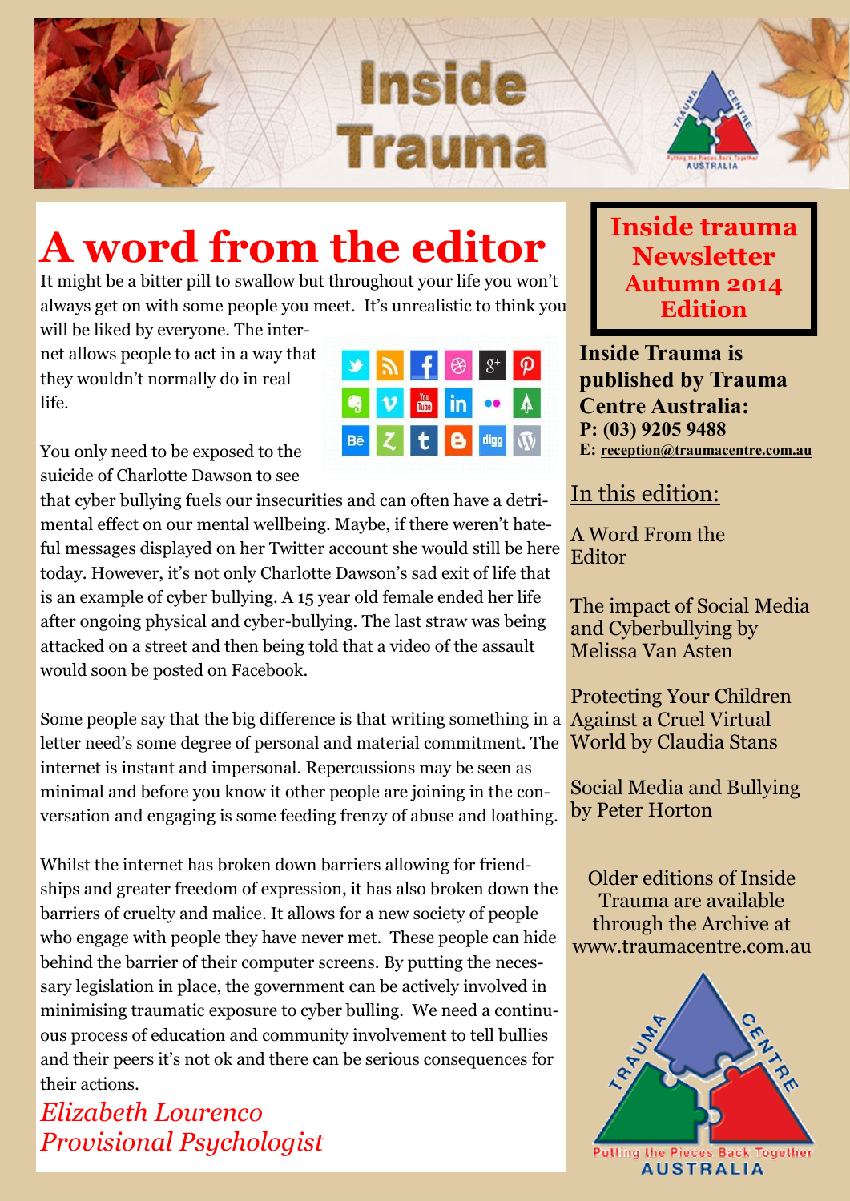# Inside Trauma

## A word from the editor

It might be a bitter pill to swallow but throughout your life you won't always get on with some people you meet. It's unrealistic to think you will be liked by everyone. The internet allows people to act in a way that they wouldn't normally do in real life.

You only need to be exposed to the suicide of Charlotte Dawson to see that cyber bullying fuels our insecurities and can often have a detrimental effect on our mental wellbeing. Maybe, if there weren't hateful messages displayed on her Twitter account she would still be here today. However, it's not only Charlotte Dawson's sad exit of life that is an example of cyber bullying. A 15 year old female ended her life after ongoing physical and cyber-bullying. The last straw was being attacked on a street and then being told that a video of the assault would soon be posted on Facebook.

Some people say that the big difference is that writing something in a letter need's some degree of personal and material commitment. The internet is instant and impersonal. Repercussions may be seen as minimal and before you know it other people are joining in the conversation and engaging is some feeding frenzy of abuse and loathing.

Whilst the internet has broken down barriers allowing for friendships and greater freedom of expression, it has also broken down the barriers of cruelty and malice. It allows for a new society of people who engage with people they have never met. These people can hide behind the barrier of their computer screens. By putting the necessary legislation in place, the government can be actively involved in minimising traumatic exposure to cyber bulling. We need a continuous process of education and community involvement to tell bullies and their peers it's not ok and there can be serious consequences for their actions.

*Elizabeth Lourenco*
*Provisional Psychologist*

**Inside trauma Newsletter Autumn 2014 Edition**

**Inside Trauma is published by Trauma Centre Australia:**
**P: (03) 9205 9488**
**E: reception@traumacentre.com.au**

### In this edition:

A Word From the Editor

The impact of Social Media and Cyberbullying by Melissa Van Asten

Protecting Your Children Against a Cruel Virtual World by Claudia Stans

Social Media and Bullying by Peter Horton

Older editions of Inside Trauma are available through the Archive at www.traumacentre.com.au

Trauma Centre — Putting the Pieces Back Together — Australia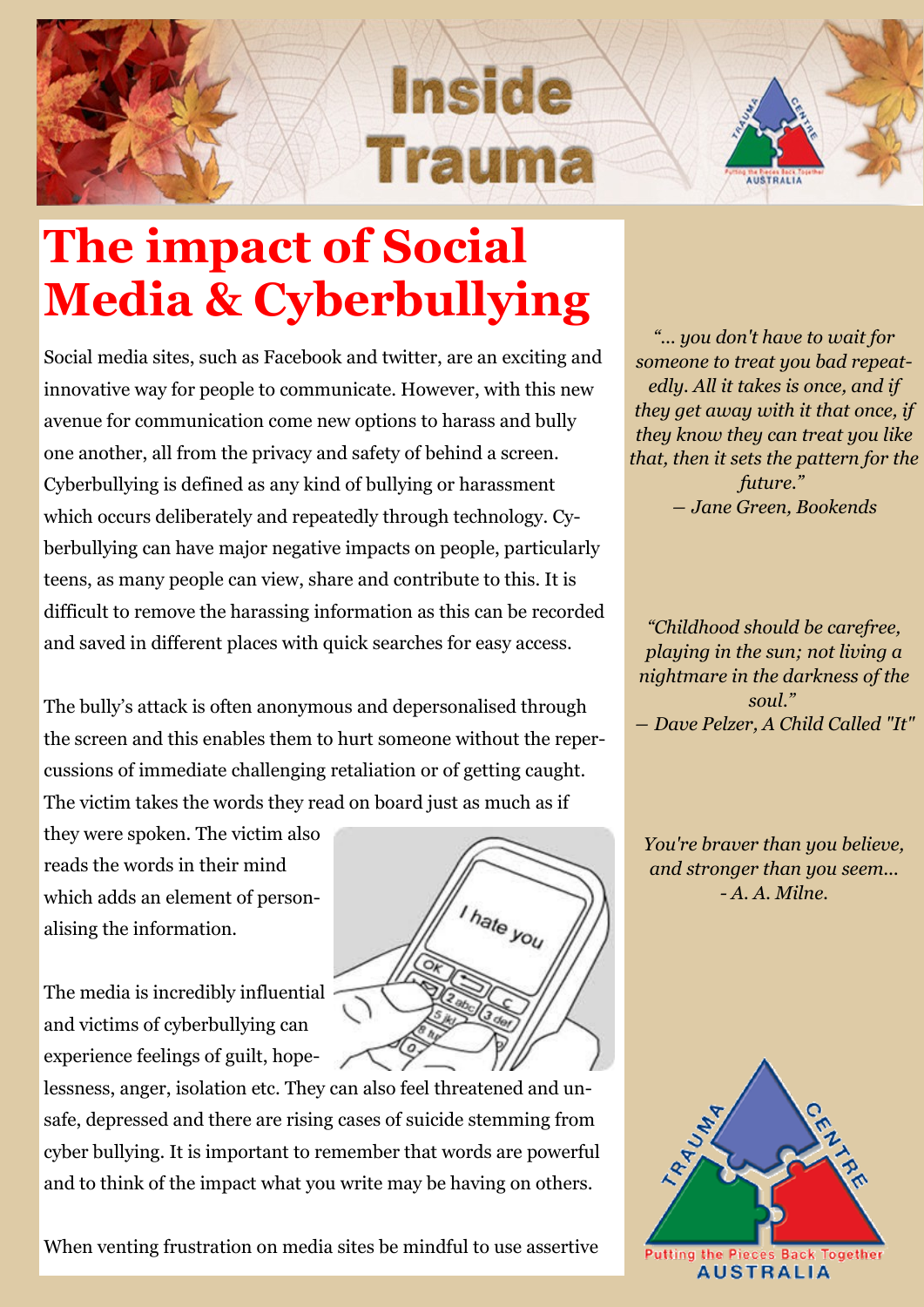# The impact of Social Media & Cyberbullying

Social media sites, such as Facebook and twitter, are an exciting and innovative way for people to communicate. However, with this new avenue for communication come new options to harass and bully one another, all from the privacy and safety of behind a screen. Cyberbullying is defined as any kind of bullying or harassment which occurs deliberately and repeatedly through technology. Cyberbullying can have major negative impacts on people, particularly teens, as many people can view, share and contribute to this. It is difficult to remove the harassing information as this can be recorded and saved in different places with quick searches for easy access.

The bully's attack is often anonymous and depersonalised through the screen and this enables them to hurt someone without the repercussions of immediate challenging retaliation or of getting caught. The victim takes the words they read on board just as much as if they were spoken. The victim also reads the words in their mind which adds an element of personalising the information.

The media is incredibly influential and victims of cyberbullying can experience feelings of guilt, hopelessness, anger, isolation etc. They can also feel threatened and unsafe, depressed and there are rising cases of suicide stemming from cyber bullying. It is important to remember that words are powerful and to think of the impact what you write may be having on others.

When venting frustration on media sites be mindful to use assertive

*"... you don't have to wait for someone to treat you bad repeatedly. All it takes is once, and if they get away with it that once, if they know they can treat you like that, then it sets the pattern for the future."*
*— Jane Green, Bookends*

*"Childhood should be carefree, playing in the sun; not living a nightmare in the darkness of the soul."*
*— Dave Pelzer, A Child Called "It"*

*You're braver than you believe, and stronger than you seem...*
*- A. A. Milne.*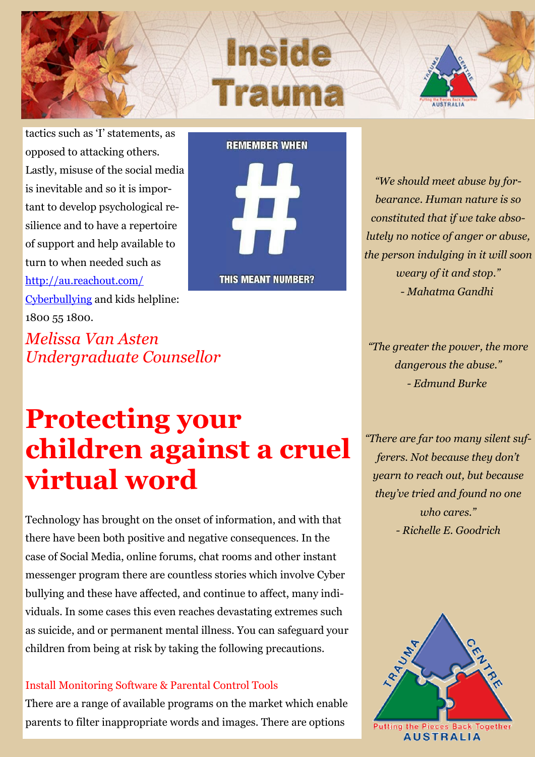tactics such as ‘I’ statements, as opposed to attacking others. Lastly, misuse of the social media is inevitable and so it is important to develop psychological resilience and to have a repertoire of support and help available to turn to when needed such as http://au.reachout.com/Cyberbullying and kids helpline: 1800 55 1800.

REMEMBER WHEN # THIS MEANT NUMBER?

*Melissa Van Asten*
*Undergraduate Counsellor*

*“We should meet abuse by forbearance. Human nature is so constituted that if we take absolutely no notice of anger or abuse, the person indulging in it will soon weary of it and stop.”*
*- Mahatma Gandhi*

*“The greater the power, the more dangerous the abuse.”*
*- Edmund Burke*

*“There are far too many silent sufferers. Not because they don’t yearn to reach out, but because they’ve tried and found no one who cares.”*
*- Richelle E. Goodrich*

# Protecting your children against a cruel virtual word

Technology has brought on the onset of information, and with that there have been both positive and negative consequences. In the case of Social Media, online forums, chat rooms and other instant messenger program there are countless stories which involve Cyber bullying and these have affected, and continue to affect, many individuals. In some cases this even reaches devastating extremes such as suicide, and or permanent mental illness. You can safeguard your children from being at risk by taking the following precautions.

### Install Monitoring Software & Parental Control Tools

There are a range of available programs on the market which enable parents to filter inappropriate words and images. There are options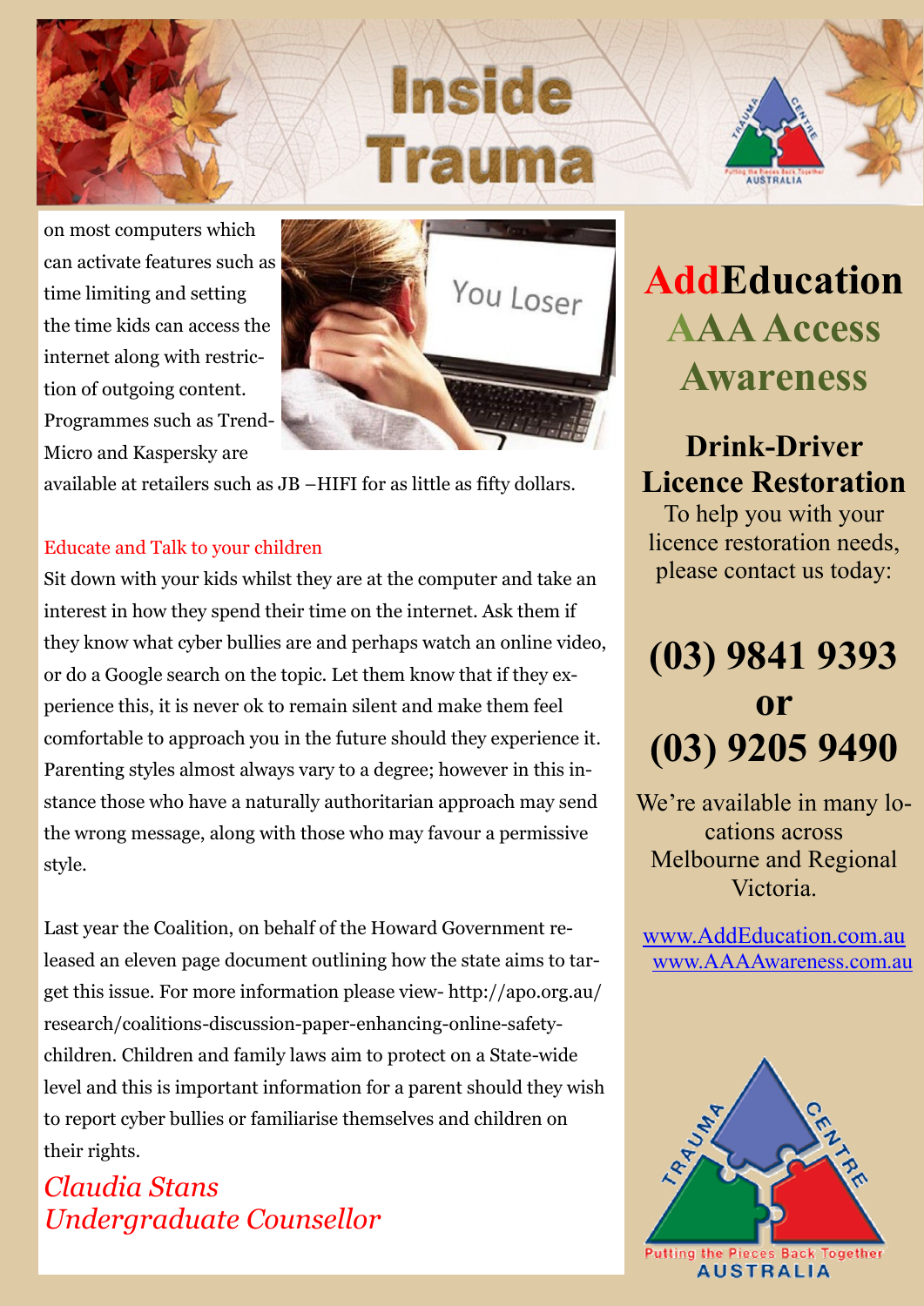on most computers which can activate features such as time limiting and setting the time kids can access the internet along with restriction of outgoing content. Programmes such as Trend-Micro and Kaspersky are available at retailers such as JB –HIFI for as little as fifty dollars.

## Educate and Talk to your children

Sit down with your kids whilst they are at the computer and take an interest in how they spend their time on the internet. Ask them if they know what cyber bullies are and perhaps watch an online video, or do a Google search on the topic. Let them know that if they experience this, it is never ok to remain silent and make them feel comfortable to approach you in the future should they experience it. Parenting styles almost always vary to a degree; however in this instance those who have a naturally authoritarian approach may send the wrong message, along with those who may favour a permissive style.

Last year the Coalition, on behalf of the Howard Government released an eleven page document outlining how the state aims to target this issue. For more information please view- http://apo.org.au/research/coalitions-discussion-paper-enhancing-online-safety-children. Children and family laws aim to protect on a State-wide level and this is important information for a parent should they wish to report cyber bullies or familiarise themselves and children on their rights.

*Claudia Stans*
*Undergraduate Counsellor*

---

# AddEducation
# AAA Access Awareness

## Drink-Driver Licence Restoration

To help you with your licence restoration needs, please contact us today:

## (03) 9841 9393
## or
## (03) 9205 9490

We're available in many locations across Melbourne and Regional Victoria.

www.AddEducation.com.au
www.AAAAwareness.com.au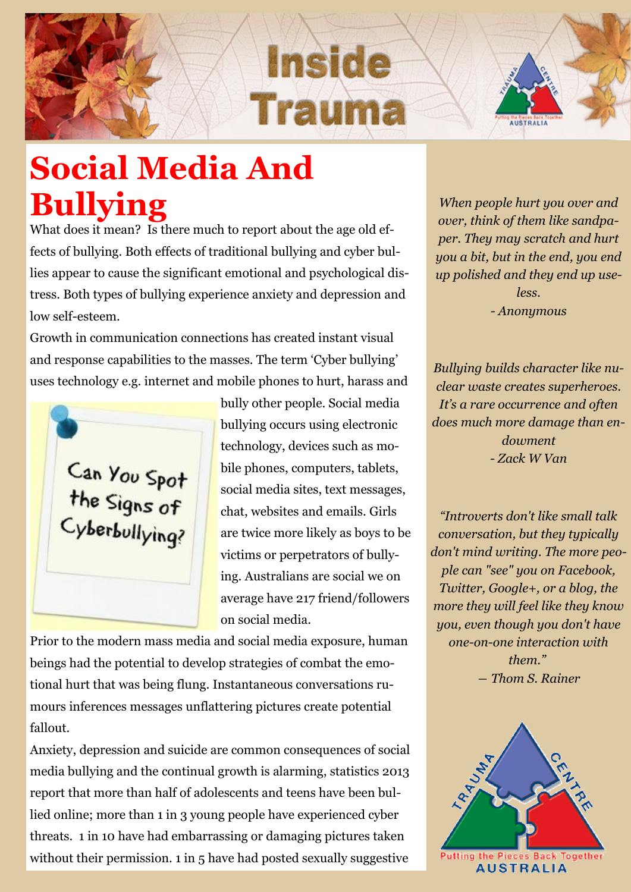# Social Media And Bullying

What does it mean? Is there much to report about the age old effects of bullying. Both effects of traditional bullying and cyber bullies appear to cause the significant emotional and psychological distress. Both types of bullying experience anxiety and depression and low self-esteem.

Growth in communication connections has created instant visual and response capabilities to the masses. The term 'Cyber bullying' uses technology e.g. internet and mobile phones to hurt, harass and bully other people. Social media bullying occurs using electronic technology, devices such as mobile phones, computers, tablets, social media sites, text messages, chat, websites and emails. Girls are twice more likely as boys to be victims or perpetrators of bullying. Australians are social we on average have 217 friend/followers on social media.

Can You Spot the Signs of Cyberbullying?

Prior to the modern mass media and social media exposure, human beings had the potential to develop strategies of combat the emotional hurt that was being flung. Instantaneous conversations rumours inferences messages unflattering pictures create potential fallout.

Anxiety, depression and suicide are common consequences of social media bullying and the continual growth is alarming, statistics 2013 report that more than half of adolescents and teens have been bullied online; more than 1 in 3 young people have experienced cyber threats. 1 in 10 have had embarrassing or damaging pictures taken without their permission. 1 in 5 have had posted sexually suggestive

*When people hurt you over and over, think of them like sandpaper. They may scratch and hurt you a bit, but in the end, you end up polished and they end up useless.*
*- Anonymous*

*Bullying builds character like nuclear waste creates superheroes. It's a rare occurrence and often does much more damage than endowment*
*- Zack W Van*

*"Introverts don't like small talk conversation, but they typically don't mind writing. The more people can "see" you on Facebook, Twitter, Google+, or a blog, the more they will feel like they know you, even though you don't have one-on-one interaction with them."*
*― Thom S. Rainer*

TRAUMA CENTRE
Putting the Pieces Back Together
AUSTRALIA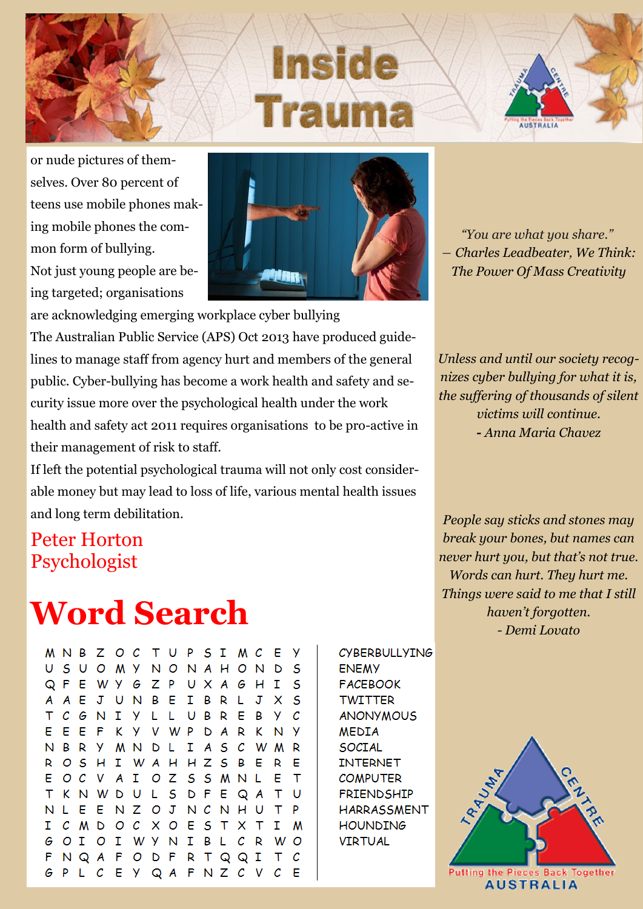or nude pictures of themselves. Over 80 percent of teens use mobile phones making mobile phones the common form of bullying.

Not just young people are being targeted; organisations are acknowledging emerging workplace cyber bullying

The Australian Public Service (APS) Oct 2013 have produced guidelines to manage staff from agency hurt and members of the general public. Cyber-bullying has become a work health and safety and security issue more over the psychological health under the work health and safety act 2011 requires organisations to be pro-active in their management of risk to staff.

If left the potential psychological trauma will not only cost considerable money but may lead to loss of life, various mental health issues and long term debilitation.

Peter Horton
Psychologist

*"You are what you share."*
*– Charles Leadbeater, We Think: The Power Of Mass Creativity*

*Unless and until our society recognizes cyber bullying for what it is, the suffering of thousands of silent victims will continue.*
*- Anna Maria Chavez*

*People say sticks and stones may break your bones, but names can never hurt you, but that's not true. Words can hurt. They hurt me. Things were said to me that I still haven't forgotten.*
*- Demi Lovato*

# Word Search

```
M N B Z O C T U P S I M C E Y
U S U O M Y N O N A H O N D S
Q F E W Y G Z P U X A G H I S
A A E J U N B E I B R L J X S
T C G N I Y L L U B R E B Y C
E E E F K Y V W P D A R K N Y
N B R Y M N D L I A S C W M R
R O S H I W A H H Z S B E R E
E O C V A I O Z S S M N L E T
T K N W D U L S D F E Q A T U
N L E E N Z O J N C N H U T P
I C M D O C X O E S T X T I M
G O I O I W Y N I B L C R W O
F N Q A F O D F R T Q Q I T C
G P L C E Y Q A F N Z C V C E
```

CYBERBULLYING
ENEMY
FACEBOOK
TWITTER
ANONYMOUS
MEDIA
SOCIAL
INTERNET
COMPUTER
FRIENDSHIP
HARRASSMENT
HOUNDING
VIRTUAL